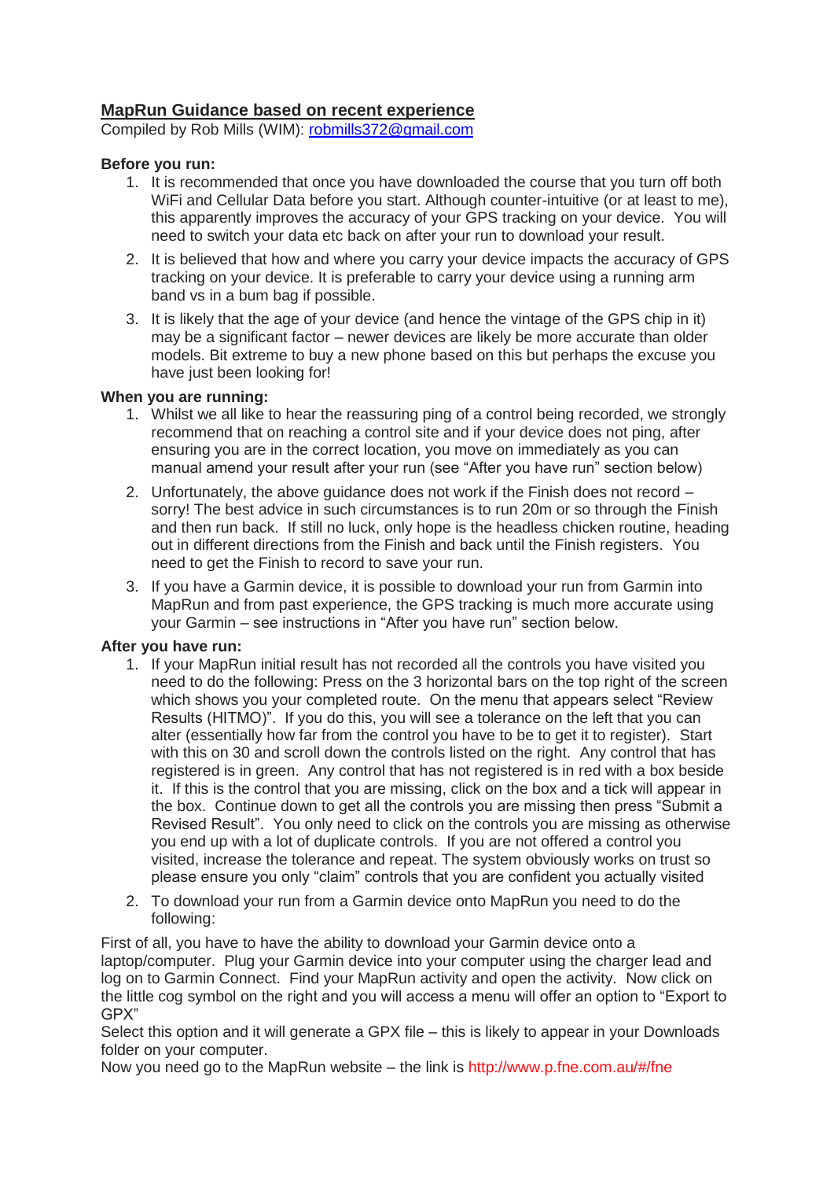## MapRun Guidance based on recent experience

Compiled by Rob Mills (WIM): robmills372@gmail.com

**Before you run:**

1. It is recommended that once you have downloaded the course that you turn off both WiFi and Cellular Data before you start. Although counter-intuitive (or at least to me), this apparently improves the accuracy of your GPS tracking on your device. You will need to switch your data etc back on after your run to download your result.
2. It is believed that how and where you carry your device impacts the accuracy of GPS tracking on your device. It is preferable to carry your device using a running arm band vs in a bum bag if possible.
3. It is likely that the age of your device (and hence the vintage of the GPS chip in it) may be a significant factor – newer devices are likely be more accurate than older models. Bit extreme to buy a new phone based on this but perhaps the excuse you have just been looking for!

**When you are running:**

1. Whilst we all like to hear the reassuring ping of a control being recorded, we strongly recommend that on reaching a control site and if your device does not ping, after ensuring you are in the correct location, you move on immediately as you can manual amend your result after your run (see "After you have run" section below)
2. Unfortunately, the above guidance does not work if the Finish does not record – sorry! The best advice in such circumstances is to run 20m or so through the Finish and then run back. If still no luck, only hope is the headless chicken routine, heading out in different directions from the Finish and back until the Finish registers. You need to get the Finish to record to save your run.
3. If you have a Garmin device, it is possible to download your run from Garmin into MapRun and from past experience, the GPS tracking is much more accurate using your Garmin – see instructions in "After you have run" section below.

**After you have run:**

1. If your MapRun initial result has not recorded all the controls you have visited you need to do the following: Press on the 3 horizontal bars on the top right of the screen which shows you your completed route. On the menu that appears select "Review Results (HITMO)". If you do this, you will see a tolerance on the left that you can alter (essentially how far from the control you have to be to get it to register). Start with this on 30 and scroll down the controls listed on the right. Any control that has registered is in green. Any control that has not registered is in red with a box beside it. If this is the control that you are missing, click on the box and a tick will appear in the box. Continue down to get all the controls you are missing then press "Submit a Revised Result". You only need to click on the controls you are missing as otherwise you end up with a lot of duplicate controls. If you are not offered a control you visited, increase the tolerance and repeat. The system obviously works on trust so please ensure you only "claim" controls that you are confident you actually visited
2. To download your run from a Garmin device onto MapRun you need to do the following:

First of all, you have to have the ability to download your Garmin device onto a laptop/computer. Plug your Garmin device into your computer using the charger lead and log on to Garmin Connect. Find your MapRun activity and open the activity. Now click on the little cog symbol on the right and you will access a menu will offer an option to "Export to GPX"

Select this option and it will generate a GPX file – this is likely to appear in your Downloads folder on your computer.

Now you need go to the MapRun website – the link is http://www.p.fne.com.au/#/fne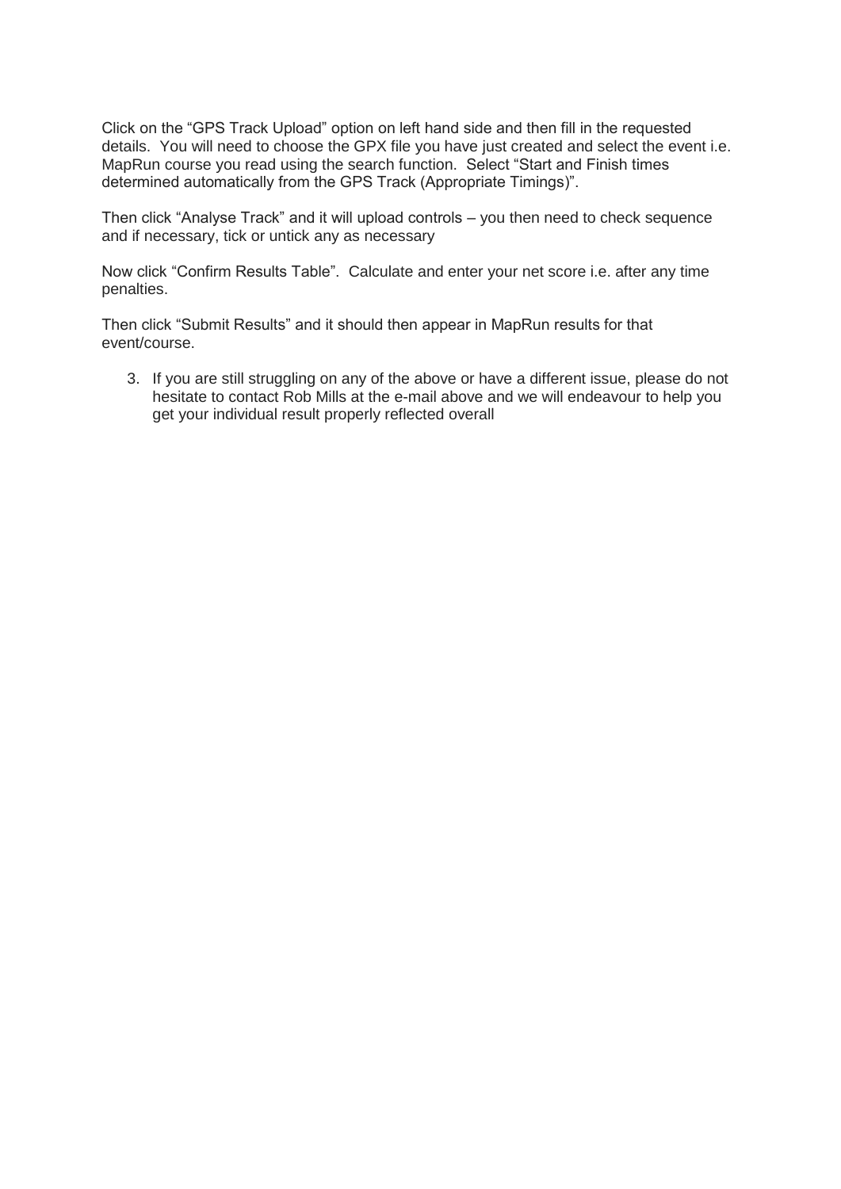Click on the “GPS Track Upload” option on left hand side and then fill in the requested details. You will need to choose the GPX file you have just created and select the event i.e. MapRun course you read using the search function. Select “Start and Finish times determined automatically from the GPS Track (Appropriate Timings)”.

Then click “Analyse Track” and it will upload controls – you then need to check sequence and if necessary, tick or untick any as necessary

Now click “Confirm Results Table”. Calculate and enter your net score i.e. after any time penalties.

Then click “Submit Results” and it should then appear in MapRun results for that event/course.

3. If you are still struggling on any of the above or have a different issue, please do not hesitate to contact Rob Mills at the e-mail above and we will endeavour to help you get your individual result properly reflected overall